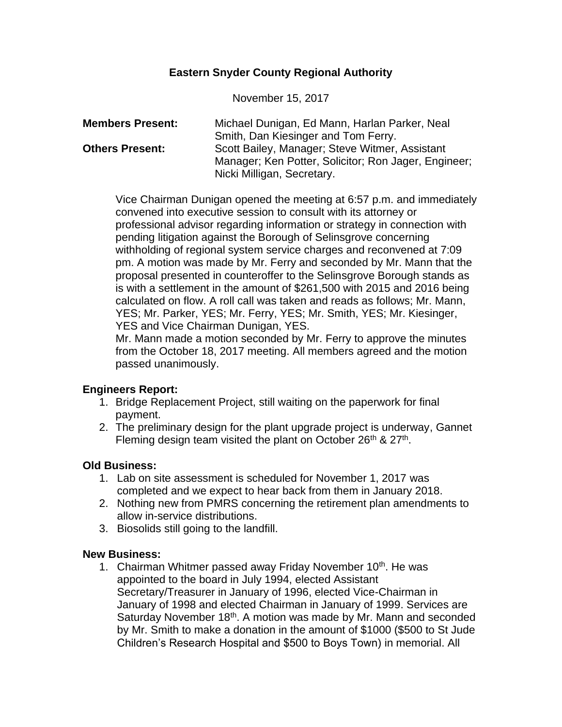**Eastern Snyder County Regional Authority**

November 15, 2017

**Members Present:** Michael Dunigan, Ed Mann, Harlan Parker, Neal Smith, Dan Kiesinger and Tom Ferry.

**Others Present:** Scott Bailey, Manager; Steve Witmer, Assistant Manager; Ken Potter, Solicitor; Ron Jager, Engineer; Nicki Milligan, Secretary.

Vice Chairman Dunigan opened the meeting at 6:57 p.m. and immediately convened into executive session to consult with its attorney or professional advisor regarding information or strategy in connection with pending litigation against the Borough of Selinsgrove concerning withholding of regional system service charges and reconvened at 7:09 pm. A motion was made by Mr. Ferry and seconded by Mr. Mann that the proposal presented in counteroffer to the Selinsgrove Borough stands as is with a settlement in the amount of $261,500 with 2015 and 2016 being calculated on flow. A roll call was taken and reads as follows; Mr. Mann, YES; Mr. Parker, YES; Mr. Ferry, YES; Mr. Smith, YES; Mr. Kiesinger, YES and Vice Chairman Dunigan, YES.

Mr. Mann made a motion seconded by Mr. Ferry to approve the minutes from the October 18, 2017 meeting. All members agreed and the motion passed unanimously.

**Engineers Report:**

1. Bridge Replacement Project, still waiting on the paperwork for final payment.
2. The preliminary design for the plant upgrade project is underway, Gannet Fleming design team visited the plant on October 26th & 27th.

**Old Business:**

1. Lab on site assessment is scheduled for November 1, 2017 was completed and we expect to hear back from them in January 2018.
2. Nothing new from PMRS concerning the retirement plan amendments to allow in-service distributions.
3. Biosolids still going to the landfill.

**New Business:**

1. Chairman Whitmer passed away Friday November 10th. He was appointed to the board in July 1994, elected Assistant Secretary/Treasurer in January of 1996, elected Vice-Chairman in January of 1998 and elected Chairman in January of 1999. Services are Saturday November 18th. A motion was made by Mr. Mann and seconded by Mr. Smith to make a donation in the amount of $1000 ($500 to St Jude Children's Research Hospital and $500 to Boys Town) in memorial. All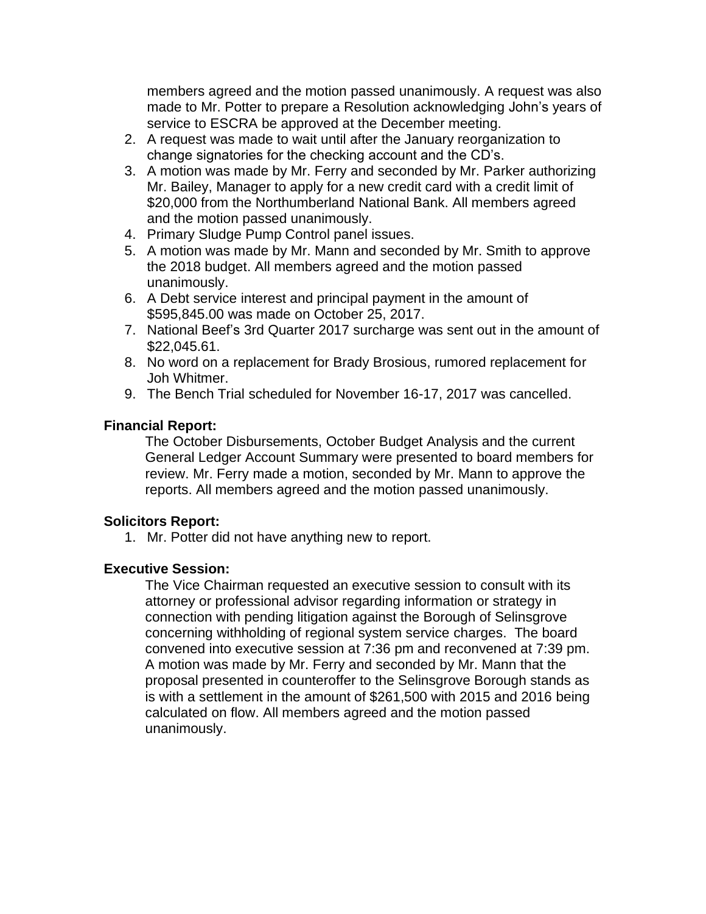members agreed and the motion passed unanimously. A request was also made to Mr. Potter to prepare a Resolution acknowledging John's years of service to ESCRA be approved at the December meeting.

2. A request was made to wait until after the January reorganization to change signatories for the checking account and the CD's.
3. A motion was made by Mr. Ferry and seconded by Mr. Parker authorizing Mr. Bailey, Manager to apply for a new credit card with a credit limit of $20,000 from the Northumberland National Bank. All members agreed and the motion passed unanimously.
4. Primary Sludge Pump Control panel issues.
5. A motion was made by Mr. Mann and seconded by Mr. Smith to approve the 2018 budget. All members agreed and the motion passed unanimously.
6. A Debt service interest and principal payment in the amount of $595,845.00 was made on October 25, 2017.
7. National Beef's 3rd Quarter 2017 surcharge was sent out in the amount of $22,045.61.
8. No word on a replacement for Brady Brosious, rumored replacement for Joh Whitmer.
9. The Bench Trial scheduled for November 16-17, 2017 was cancelled.

**Financial Report:**

The October Disbursements, October Budget Analysis and the current General Ledger Account Summary were presented to board members for review. Mr. Ferry made a motion, seconded by Mr. Mann to approve the reports. All members agreed and the motion passed unanimously.

**Solicitors Report:**

1. Mr. Potter did not have anything new to report.

**Executive Session:**

The Vice Chairman requested an executive session to consult with its attorney or professional advisor regarding information or strategy in connection with pending litigation against the Borough of Selinsgrove concerning withholding of regional system service charges. The board convened into executive session at 7:36 pm and reconvened at 7:39 pm. A motion was made by Mr. Ferry and seconded by Mr. Mann that the proposal presented in counteroffer to the Selinsgrove Borough stands as is with a settlement in the amount of $261,500 with 2015 and 2016 being calculated on flow. All members agreed and the motion passed unanimously.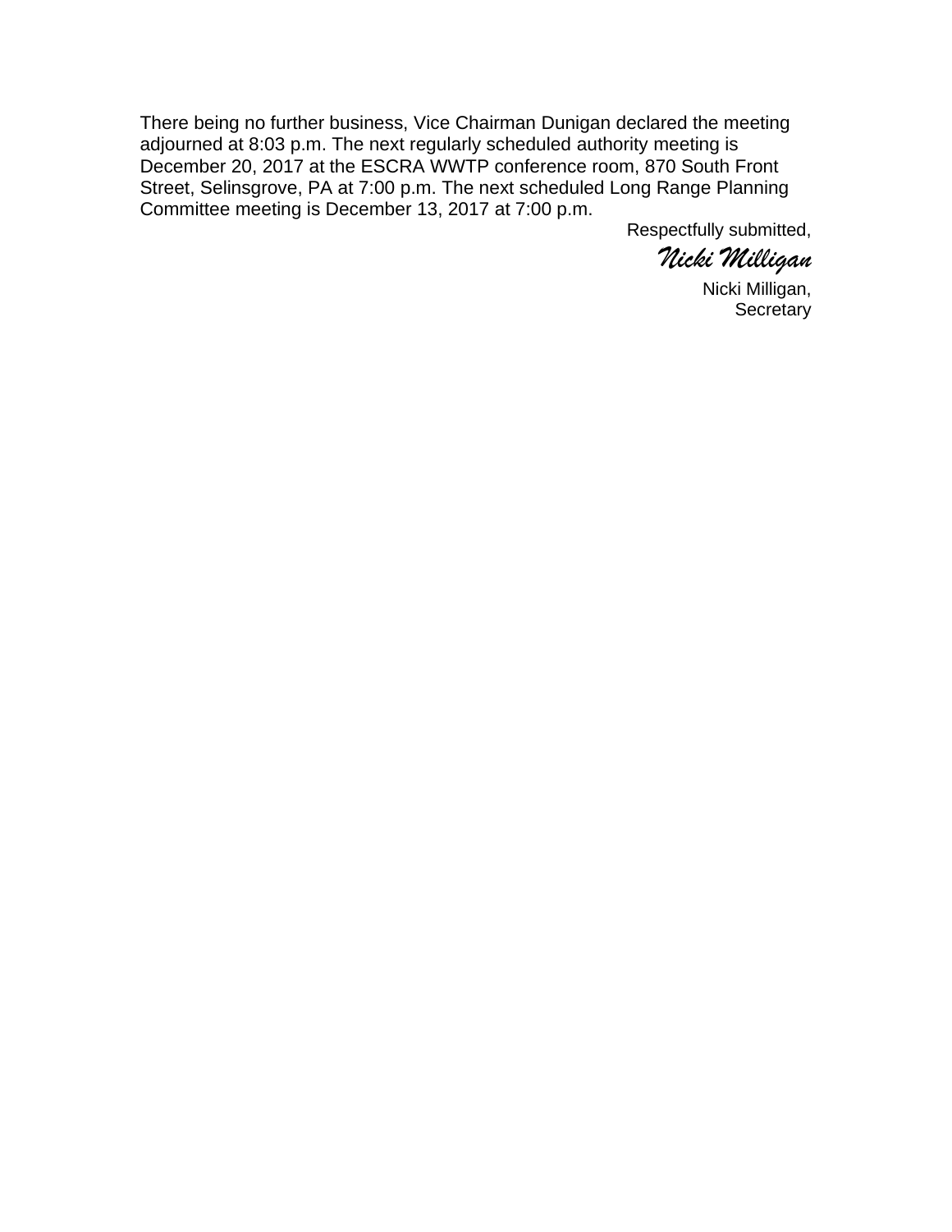There being no further business, Vice Chairman Dunigan declared the meeting adjourned at 8:03 p.m. The next regularly scheduled authority meeting is December 20, 2017 at the ESCRA WWTP conference room, 870 South Front Street, Selinsgrove, PA at 7:00 p.m. The next scheduled Long Range Planning Committee meeting is December 13, 2017 at 7:00 p.m.

Respectfully submitted,

*Nicki Milligan*

Nicki Milligan,
Secretary